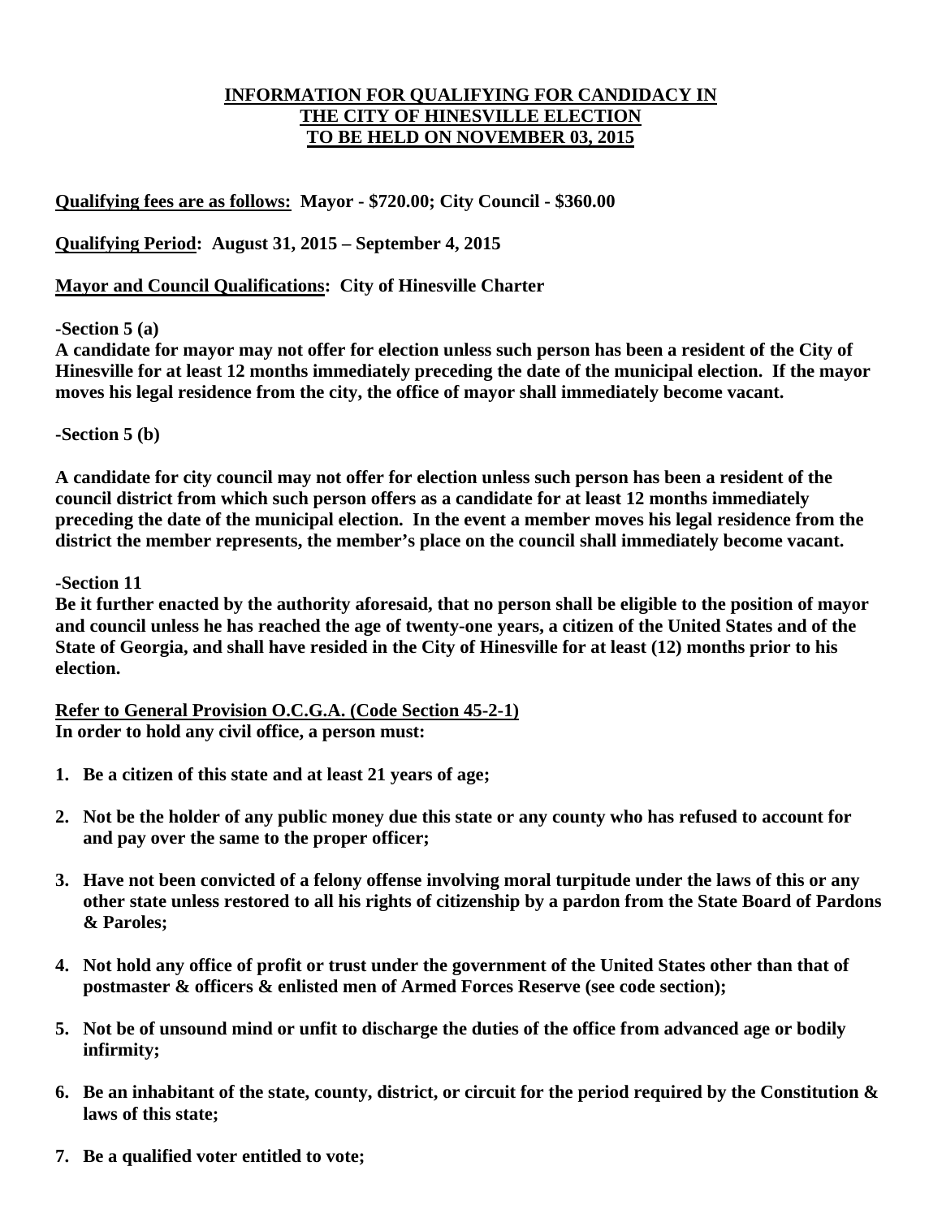# INFORMATION FOR QUALIFYING FOR CANDIDACY IN THE CITY OF HINESVILLE ELECTION TO BE HELD ON NOVEMBER 03, 2015

**Qualifying fees are as follows: Mayor - $720.00; City Council - $360.00**

**Qualifying Period: August 31, 2015 – September 4, 2015**

**Mayor and Council Qualifications: City of Hinesville Charter**

**-Section 5 (a)**

**A candidate for mayor may not offer for election unless such person has been a resident of the City of Hinesville for at least 12 months immediately preceding the date of the municipal election. If the mayor moves his legal residence from the city, the office of mayor shall immediately become vacant.**

**-Section 5 (b)**

**A candidate for city council may not offer for election unless such person has been a resident of the council district from which such person offers as a candidate for at least 12 months immediately preceding the date of the municipal election. In the event a member moves his legal residence from the district the member represents, the member's place on the council shall immediately become vacant.**

**-Section 11**

**Be it further enacted by the authority aforesaid, that no person shall be eligible to the position of mayor and council unless he has reached the age of twenty-one years, a citizen of the United States and of the State of Georgia, and shall have resided in the City of Hinesville for at least (12) months prior to his election.**

**Refer to General Provision O.C.G.A. (Code Section 45-2-1)**
**In order to hold any civil office, a person must:**

1. **Be a citizen of this state and at least 21 years of age;**
2. **Not be the holder of any public money due this state or any county who has refused to account for and pay over the same to the proper officer;**
3. **Have not been convicted of a felony offense involving moral turpitude under the laws of this or any other state unless restored to all his rights of citizenship by a pardon from the State Board of Pardons & Paroles;**
4. **Not hold any office of profit or trust under the government of the United States other than that of postmaster & officers & enlisted men of Armed Forces Reserve (see code section);**
5. **Not be of unsound mind or unfit to discharge the duties of the office from advanced age or bodily infirmity;**
6. **Be an inhabitant of the state, county, district, or circuit for the period required by the Constitution & laws of this state;**
7. **Be a qualified voter entitled to vote;**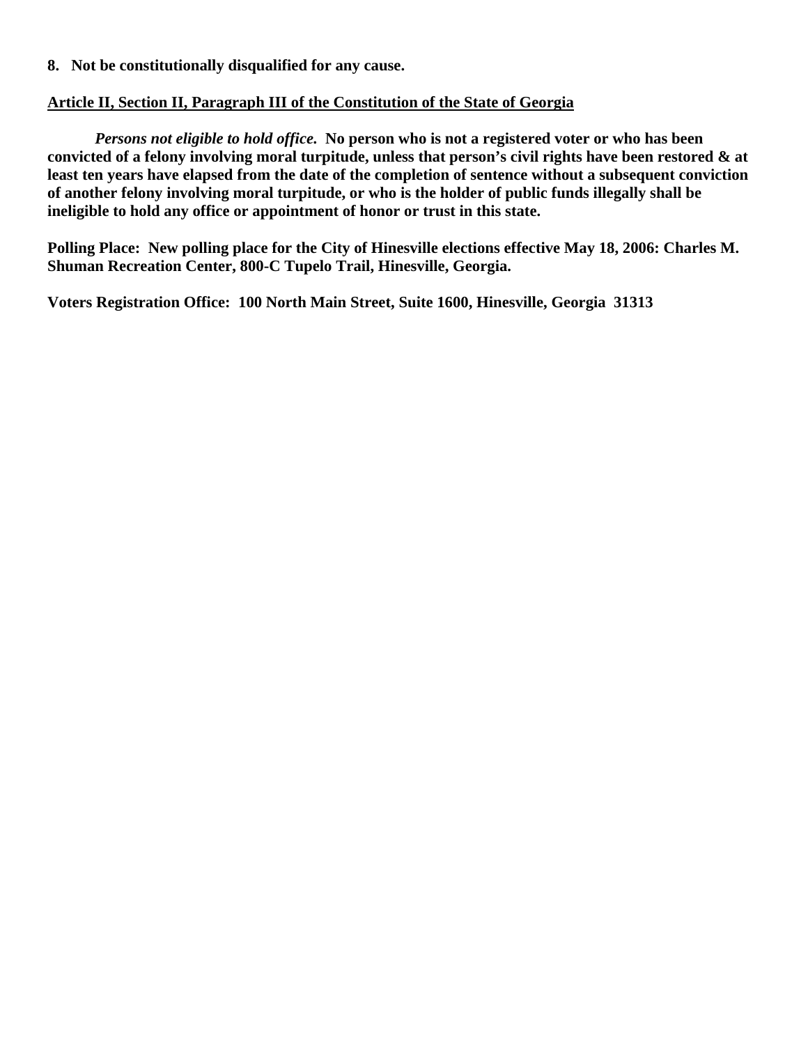**8. Not be constitutionally disqualified for any cause.**

**Article II, Section II, Paragraph III of the Constitution of the State of Georgia**

***Persons not eligible to hold office.*** **No person who is not a registered voter or who has been convicted of a felony involving moral turpitude, unless that person's civil rights have been restored & at least ten years have elapsed from the date of the completion of sentence without a subsequent conviction of another felony involving moral turpitude, or who is the holder of public funds illegally shall be ineligible to hold any office or appointment of honor or trust in this state.**

**Polling Place: New polling place for the City of Hinesville elections effective May 18, 2006: Charles M. Shuman Recreation Center, 800-C Tupelo Trail, Hinesville, Georgia.**

**Voters Registration Office: 100 North Main Street, Suite 1600, Hinesville, Georgia 31313**